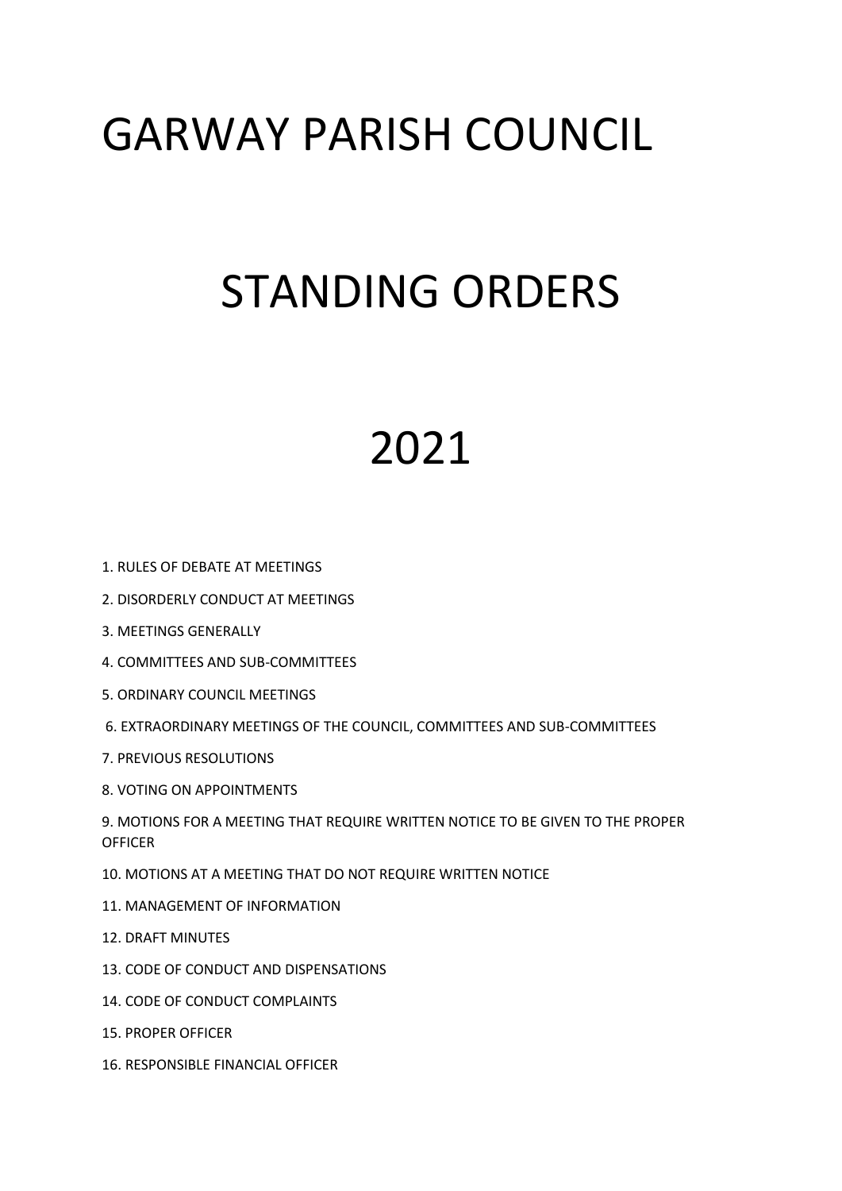# GARWAY PARISH COUNCIL

# STANDING ORDERS

# 2021

1. RULES OF DEBATE AT MEETINGS
2. DISORDERLY CONDUCT AT MEETINGS
3. MEETINGS GENERALLY
4. COMMITTEES AND SUB-COMMITTEES
5. ORDINARY COUNCIL MEETINGS
6. EXTRAORDINARY MEETINGS OF THE COUNCIL, COMMITTEES AND SUB-COMMITTEES
7. PREVIOUS RESOLUTIONS
8. VOTING ON APPOINTMENTS
9. MOTIONS FOR A MEETING THAT REQUIRE WRITTEN NOTICE TO BE GIVEN TO THE PROPER OFFICER
10. MOTIONS AT A MEETING THAT DO NOT REQUIRE WRITTEN NOTICE
11. MANAGEMENT OF INFORMATION
12. DRAFT MINUTES
13. CODE OF CONDUCT AND DISPENSATIONS
14. CODE OF CONDUCT COMPLAINTS
15. PROPER OFFICER
16. RESPONSIBLE FINANCIAL OFFICER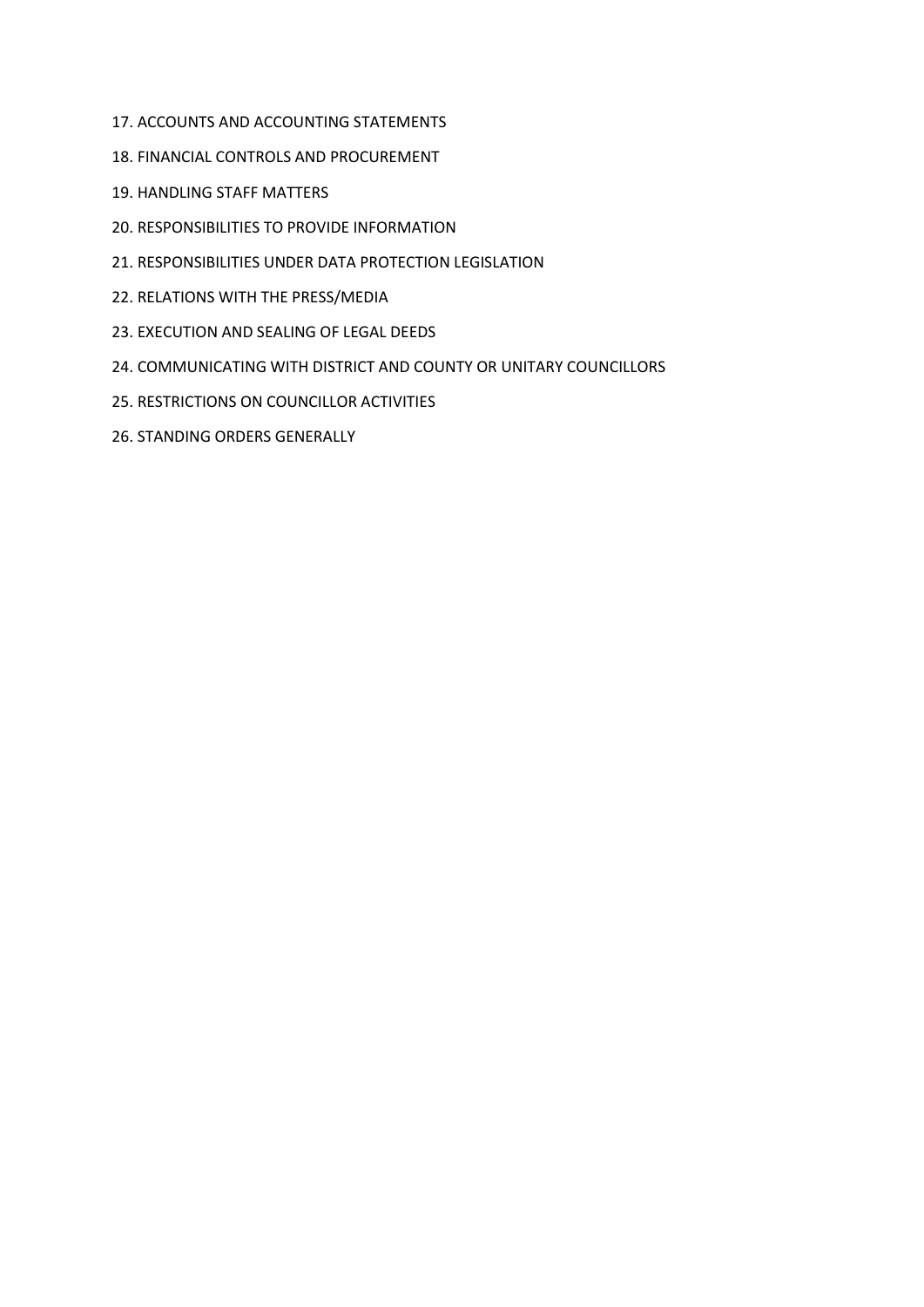17. ACCOUNTS AND ACCOUNTING STATEMENTS

18. FINANCIAL CONTROLS AND PROCUREMENT

19. HANDLING STAFF MATTERS

20. RESPONSIBILITIES TO PROVIDE INFORMATION

21. RESPONSIBILITIES UNDER DATA PROTECTION LEGISLATION

22. RELATIONS WITH THE PRESS/MEDIA

23. EXECUTION AND SEALING OF LEGAL DEEDS

24. COMMUNICATING WITH DISTRICT AND COUNTY OR UNITARY COUNCILLORS

25. RESTRICTIONS ON COUNCILLOR ACTIVITIES

26. STANDING ORDERS GENERALLY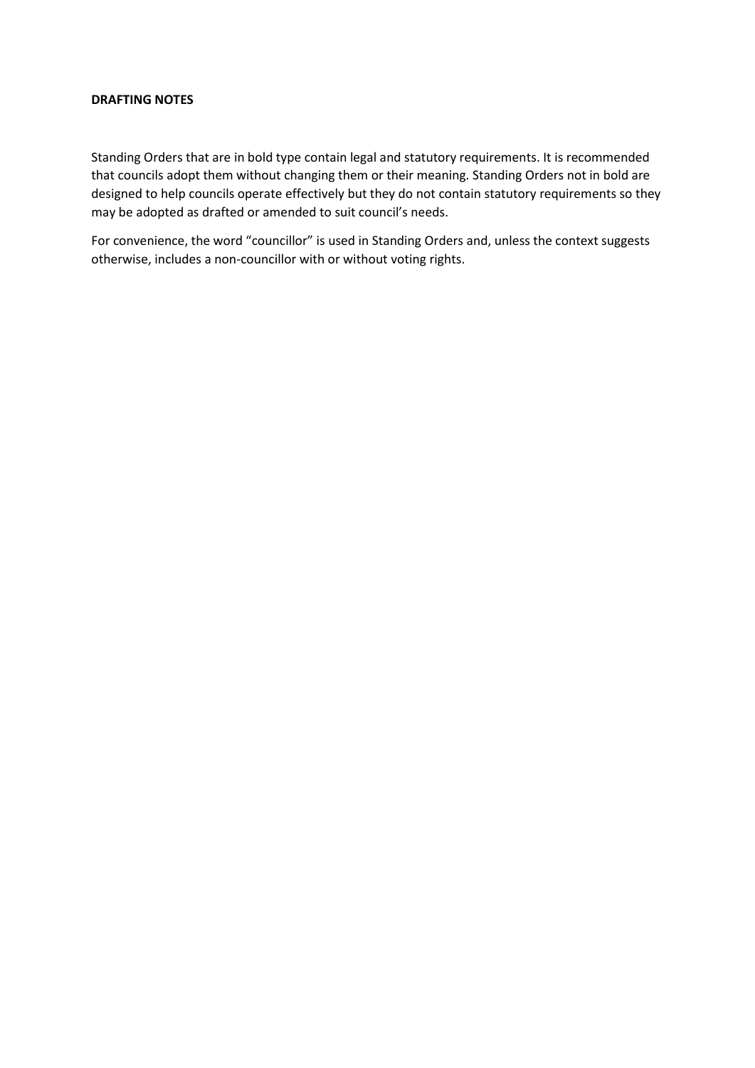**DRAFTING NOTES**

Standing Orders that are in bold type contain legal and statutory requirements. It is recommended that councils adopt them without changing them or their meaning. Standing Orders not in bold are designed to help councils operate effectively but they do not contain statutory requirements so they may be adopted as drafted or amended to suit council's needs.

For convenience, the word "councillor" is used in Standing Orders and, unless the context suggests otherwise, includes a non-councillor with or without voting rights.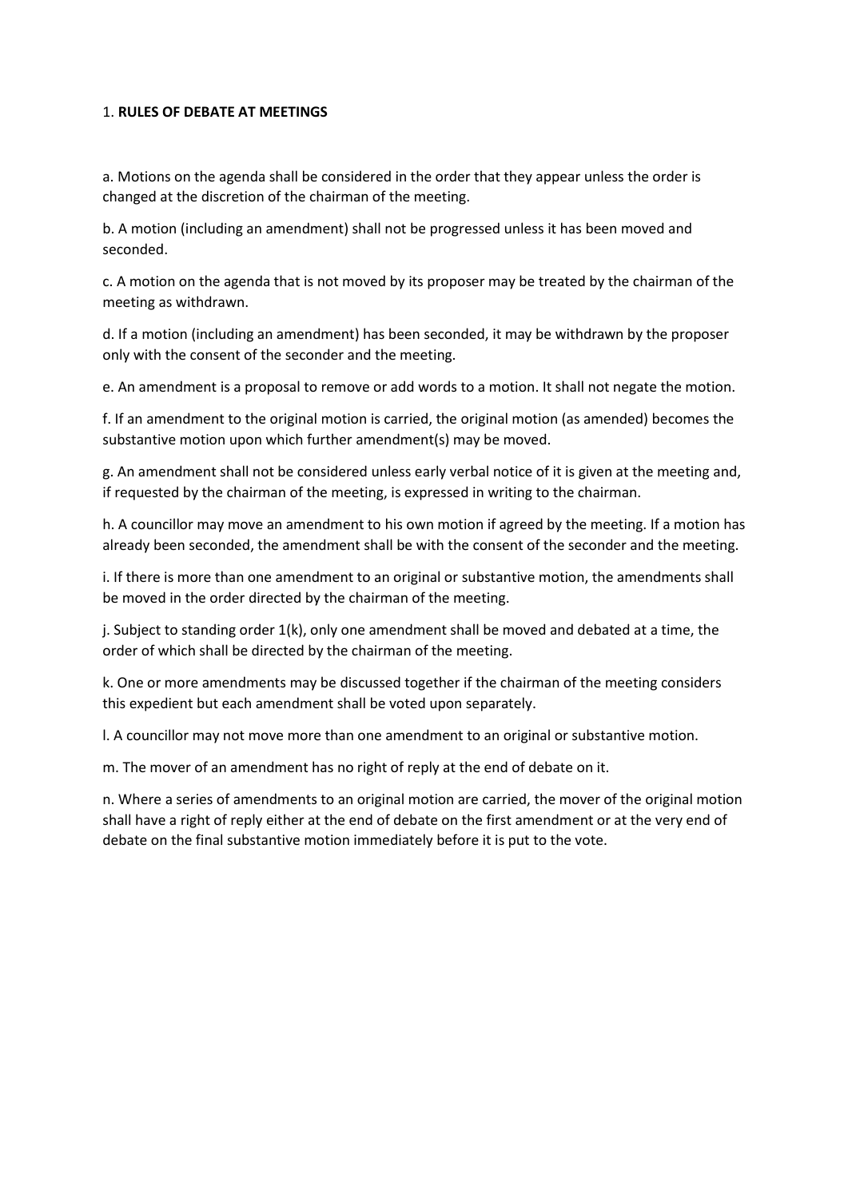## 1. **RULES OF DEBATE AT MEETINGS**

a. Motions on the agenda shall be considered in the order that they appear unless the order is changed at the discretion of the chairman of the meeting.

b. A motion (including an amendment) shall not be progressed unless it has been moved and seconded.

c. A motion on the agenda that is not moved by its proposer may be treated by the chairman of the meeting as withdrawn.

d. If a motion (including an amendment) has been seconded, it may be withdrawn by the proposer only with the consent of the seconder and the meeting.

e. An amendment is a proposal to remove or add words to a motion. It shall not negate the motion.

f. If an amendment to the original motion is carried, the original motion (as amended) becomes the substantive motion upon which further amendment(s) may be moved.

g. An amendment shall not be considered unless early verbal notice of it is given at the meeting and, if requested by the chairman of the meeting, is expressed in writing to the chairman.

h. A councillor may move an amendment to his own motion if agreed by the meeting. If a motion has already been seconded, the amendment shall be with the consent of the seconder and the meeting.

i. If there is more than one amendment to an original or substantive motion, the amendments shall be moved in the order directed by the chairman of the meeting.

j. Subject to standing order 1(k), only one amendment shall be moved and debated at a time, the order of which shall be directed by the chairman of the meeting.

k. One or more amendments may be discussed together if the chairman of the meeting considers this expedient but each amendment shall be voted upon separately.

l. A councillor may not move more than one amendment to an original or substantive motion.

m. The mover of an amendment has no right of reply at the end of debate on it.

n. Where a series of amendments to an original motion are carried, the mover of the original motion shall have a right of reply either at the end of debate on the first amendment or at the very end of debate on the final substantive motion immediately before it is put to the vote.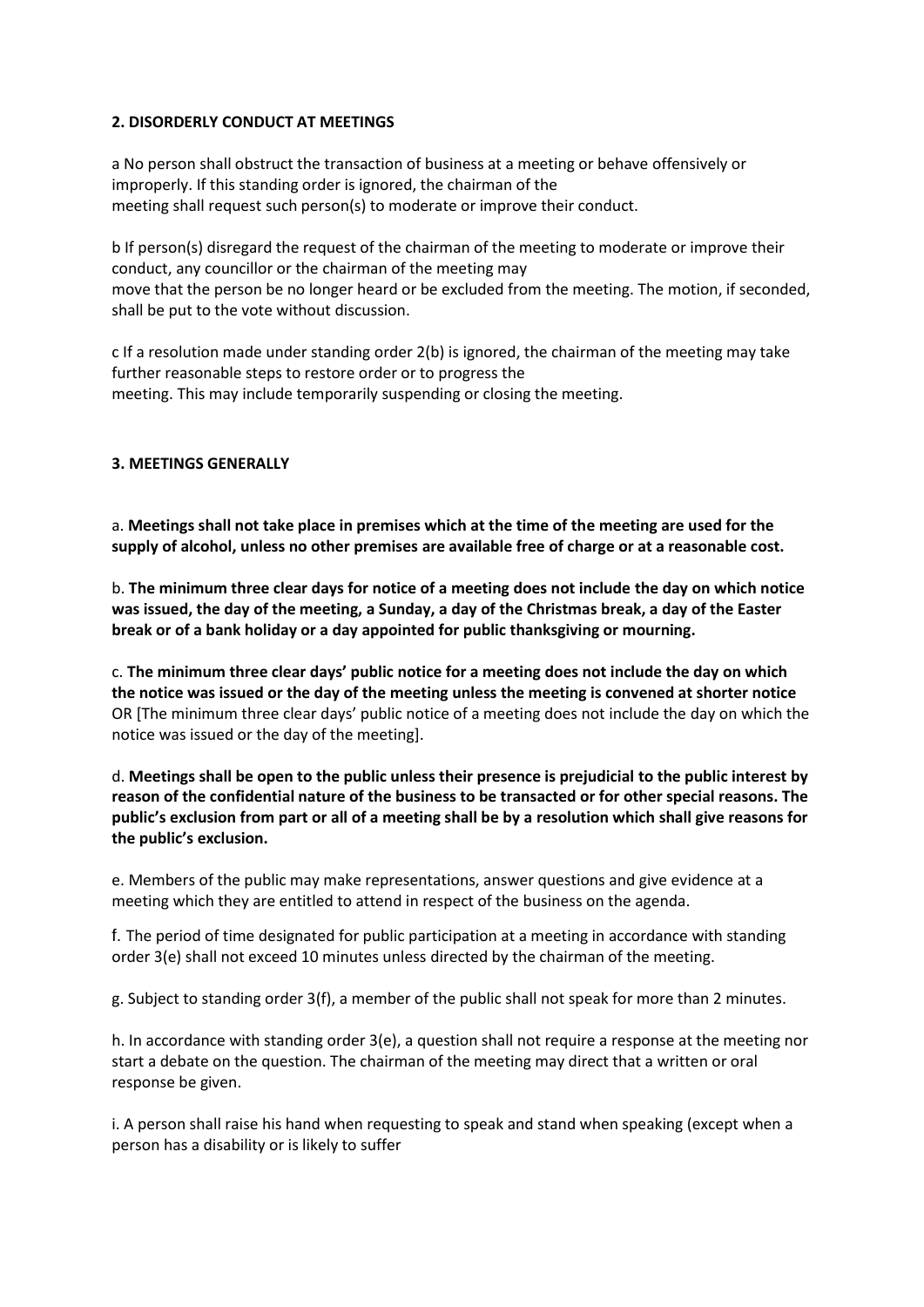**2. DISORDERLY CONDUCT AT MEETINGS**

a No person shall obstruct the transaction of business at a meeting or behave offensively or improperly. If this standing order is ignored, the chairman of the meeting shall request such person(s) to moderate or improve their conduct.

b If person(s) disregard the request of the chairman of the meeting to moderate or improve their conduct, any councillor or the chairman of the meeting may move that the person be no longer heard or be excluded from the meeting. The motion, if seconded, shall be put to the vote without discussion.

c If a resolution made under standing order 2(b) is ignored, the chairman of the meeting may take further reasonable steps to restore order or to progress the meeting. This may include temporarily suspending or closing the meeting.

**3. MEETINGS GENERALLY**

a. **Meetings shall not take place in premises which at the time of the meeting are used for the supply of alcohol, unless no other premises are available free of charge or at a reasonable cost.**

b. **The minimum three clear days for notice of a meeting does not include the day on which notice was issued, the day of the meeting, a Sunday, a day of the Christmas break, a day of the Easter break or of a bank holiday or a day appointed for public thanksgiving or mourning.**

c. **The minimum three clear days' public notice for a meeting does not include the day on which the notice was issued or the day of the meeting unless the meeting is convened at shorter notice** OR [The minimum three clear days' public notice of a meeting does not include the day on which the notice was issued or the day of the meeting].

d. **Meetings shall be open to the public unless their presence is prejudicial to the public interest by reason of the confidential nature of the business to be transacted or for other special reasons. The public's exclusion from part or all of a meeting shall be by a resolution which shall give reasons for the public's exclusion.**

e. Members of the public may make representations, answer questions and give evidence at a meeting which they are entitled to attend in respect of the business on the agenda.

f. The period of time designated for public participation at a meeting in accordance with standing order 3(e) shall not exceed 10 minutes unless directed by the chairman of the meeting.

g. Subject to standing order 3(f), a member of the public shall not speak for more than 2 minutes.

h. In accordance with standing order 3(e), a question shall not require a response at the meeting nor start a debate on the question. The chairman of the meeting may direct that a written or oral response be given.

i. A person shall raise his hand when requesting to speak and stand when speaking (except when a person has a disability or is likely to suffer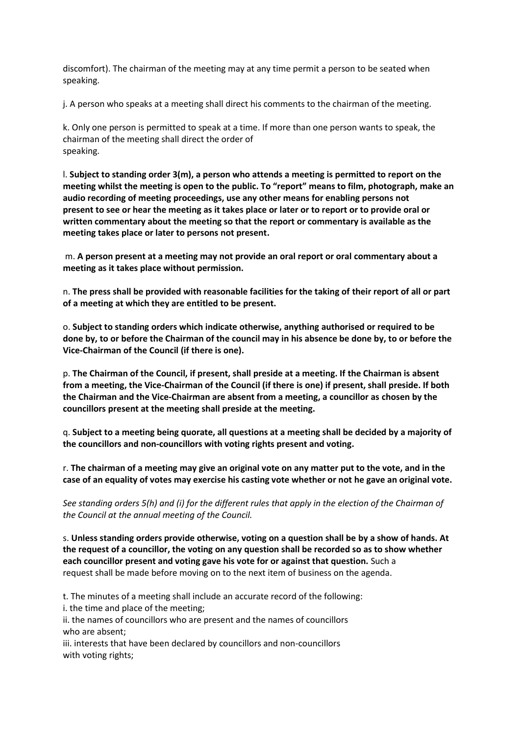discomfort). The chairman of the meeting may at any time permit a person to be seated when speaking.

j. A person who speaks at a meeting shall direct his comments to the chairman of the meeting.

k. Only one person is permitted to speak at a time. If more than one person wants to speak, the chairman of the meeting shall direct the order of speaking.

l. **Subject to standing order 3(m), a person who attends a meeting is permitted to report on the meeting whilst the meeting is open to the public. To "report" means to film, photograph, make an audio recording of meeting proceedings, use any other means for enabling persons not present to see or hear the meeting as it takes place or later or to report or to provide oral or written commentary about the meeting so that the report or commentary is available as the meeting takes place or later to persons not present.**

m. **A person present at a meeting may not provide an oral report or oral commentary about a meeting as it takes place without permission.**

n. **The press shall be provided with reasonable facilities for the taking of their report of all or part of a meeting at which they are entitled to be present.**

o. **Subject to standing orders which indicate otherwise, anything authorised or required to be done by, to or before the Chairman of the council may in his absence be done by, to or before the Vice-Chairman of the Council (if there is one).**

p. **The Chairman of the Council, if present, shall preside at a meeting. If the Chairman is absent from a meeting, the Vice-Chairman of the Council (if there is one) if present, shall preside. If both the Chairman and the Vice-Chairman are absent from a meeting, a councillor as chosen by the councillors present at the meeting shall preside at the meeting.**

q. **Subject to a meeting being quorate, all questions at a meeting shall be decided by a majority of the councillors and non-councillors with voting rights present and voting.**

r. **The chairman of a meeting may give an original vote on any matter put to the vote, and in the case of an equality of votes may exercise his casting vote whether or not he gave an original vote.**

*See standing orders 5(h) and (i) for the different rules that apply in the election of the Chairman of the Council at the annual meeting of the Council.*

s. **Unless standing orders provide otherwise, voting on a question shall be by a show of hands. At the request of a councillor, the voting on any question shall be recorded so as to show whether each councillor present and voting gave his vote for or against that question.** Such a request shall be made before moving on to the next item of business on the agenda.

t. The minutes of a meeting shall include an accurate record of the following:

i. the time and place of the meeting;

ii. the names of councillors who are present and the names of councillors who are absent;

iii. interests that have been declared by councillors and non-councillors with voting rights;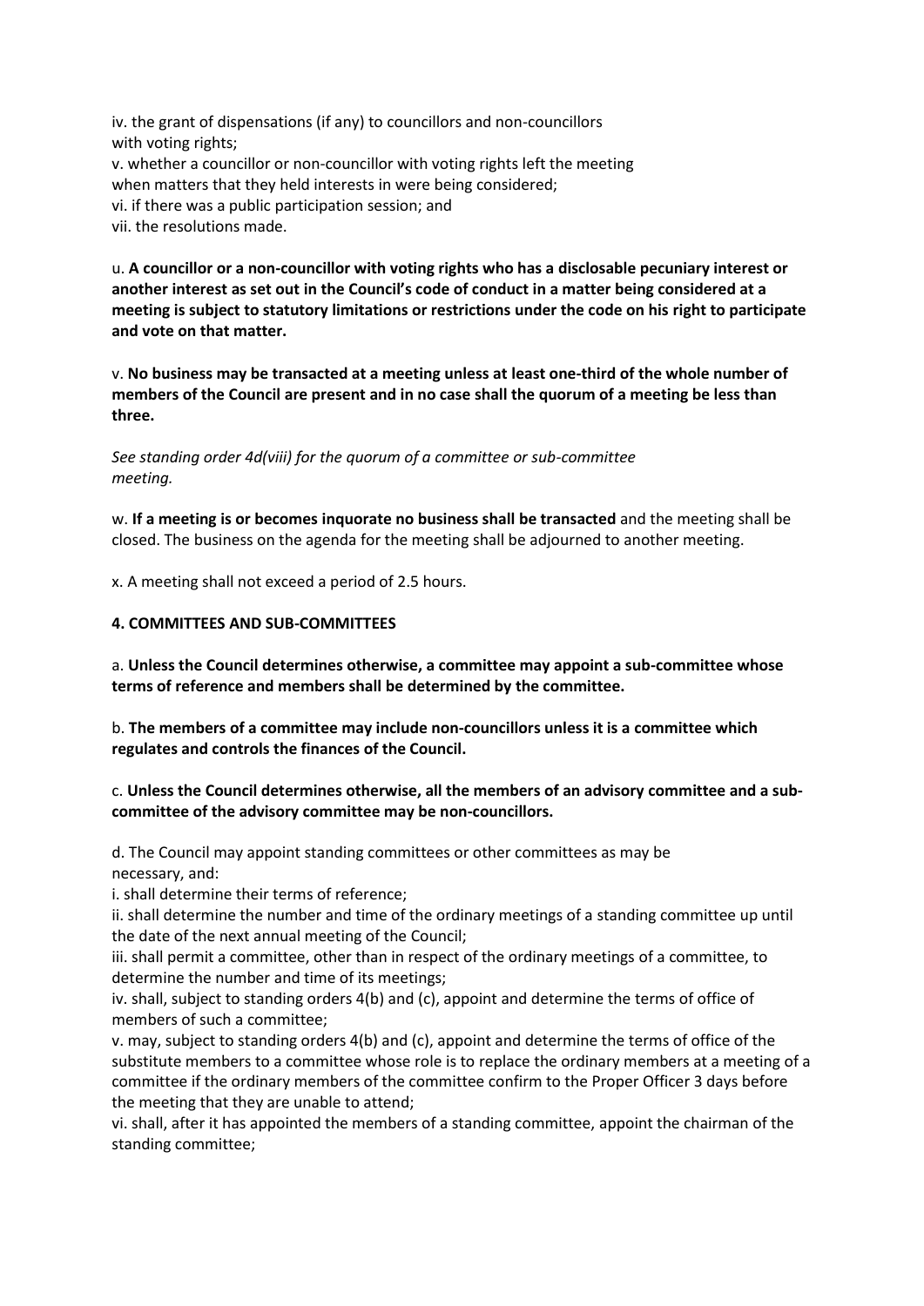iv. the grant of dispensations (if any) to councillors and non-councillors with voting rights;
v. whether a councillor or non-councillor with voting rights left the meeting when matters that they held interests in were being considered;
vi. if there was a public participation session; and
vii. the resolutions made.

u. **A councillor or a non-councillor with voting rights who has a disclosable pecuniary interest or another interest as set out in the Council's code of conduct in a matter being considered at a meeting is subject to statutory limitations or restrictions under the code on his right to participate and vote on that matter.**

v. **No business may be transacted at a meeting unless at least one-third of the whole number of members of the Council are present and in no case shall the quorum of a meeting be less than three.**

*See standing order 4d(viii) for the quorum of a committee or sub-committee meeting.*

w. **If a meeting is or becomes inquorate no business shall be transacted** and the meeting shall be closed. The business on the agenda for the meeting shall be adjourned to another meeting.

x. A meeting shall not exceed a period of 2.5 hours.

**4. COMMITTEES AND SUB-COMMITTEES**

a. **Unless the Council determines otherwise, a committee may appoint a sub-committee whose terms of reference and members shall be determined by the committee.**

b. **The members of a committee may include non-councillors unless it is a committee which regulates and controls the finances of the Council.**

c. **Unless the Council determines otherwise, all the members of an advisory committee and a sub-committee of the advisory committee may be non-councillors.**

d. The Council may appoint standing committees or other committees as may be necessary, and:
i. shall determine their terms of reference;
ii. shall determine the number and time of the ordinary meetings of a standing committee up until the date of the next annual meeting of the Council;
iii. shall permit a committee, other than in respect of the ordinary meetings of a committee, to determine the number and time of its meetings;
iv. shall, subject to standing orders 4(b) and (c), appoint and determine the terms of office of members of such a committee;
v. may, subject to standing orders 4(b) and (c), appoint and determine the terms of office of the substitute members to a committee whose role is to replace the ordinary members at a meeting of a committee if the ordinary members of the committee confirm to the Proper Officer 3 days before the meeting that they are unable to attend;
vi. shall, after it has appointed the members of a standing committee, appoint the chairman of the standing committee;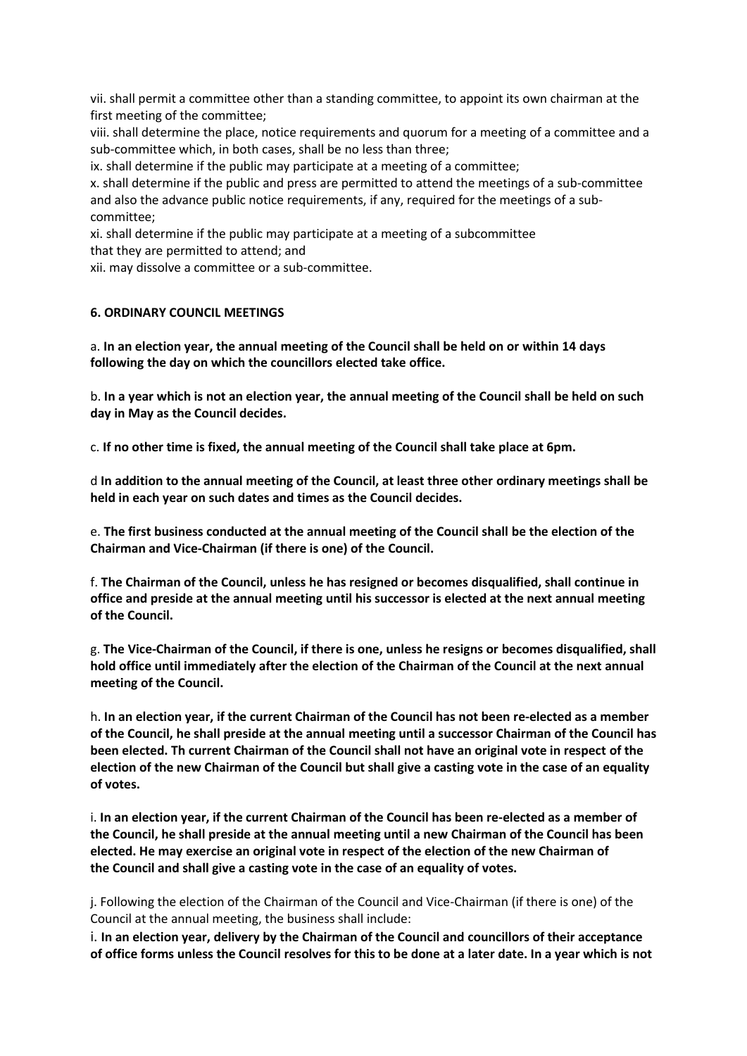vii. shall permit a committee other than a standing committee, to appoint its own chairman at the first meeting of the committee;

viii. shall determine the place, notice requirements and quorum for a meeting of a committee and a sub-committee which, in both cases, shall be no less than three;

ix. shall determine if the public may participate at a meeting of a committee;

x. shall determine if the public and press are permitted to attend the meetings of a sub-committee and also the advance public notice requirements, if any, required for the meetings of a sub-committee;

xi. shall determine if the public may participate at a meeting of a subcommittee that they are permitted to attend; and

xii. may dissolve a committee or a sub-committee.

#### 6. ORDINARY COUNCIL MEETINGS

a. **In an election year, the annual meeting of the Council shall be held on or within 14 days following the day on which the councillors elected take office.**

b. **In a year which is not an election year, the annual meeting of the Council shall be held on such day in May as the Council decides.**

c. **If no other time is fixed, the annual meeting of the Council shall take place at 6pm.**

d **In addition to the annual meeting of the Council, at least three other ordinary meetings shall be held in each year on such dates and times as the Council decides.**

e. **The first business conducted at the annual meeting of the Council shall be the election of the Chairman and Vice-Chairman (if there is one) of the Council.**

f. **The Chairman of the Council, unless he has resigned or becomes disqualified, shall continue in office and preside at the annual meeting until his successor is elected at the next annual meeting of the Council.**

g. **The Vice-Chairman of the Council, if there is one, unless he resigns or becomes disqualified, shall hold office until immediately after the election of the Chairman of the Council at the next annual meeting of the Council.**

h. **In an election year, if the current Chairman of the Council has not been re-elected as a member of the Council, he shall preside at the annual meeting until a successor Chairman of the Council has been elected. Th current Chairman of the Council shall not have an original vote in respect of the election of the new Chairman of the Council but shall give a casting vote in the case of an equality of votes.**

i. **In an election year, if the current Chairman of the Council has been re-elected as a member of the Council, he shall preside at the annual meeting until a new Chairman of the Council has been elected. He may exercise an original vote in respect of the election of the new Chairman of the Council and shall give a casting vote in the case of an equality of votes.**

j. Following the election of the Chairman of the Council and Vice-Chairman (if there is one) of the Council at the annual meeting, the business shall include:

i. **In an election year, delivery by the Chairman of the Council and councillors of their acceptance of office forms unless the Council resolves for this to be done at a later date. In a year which is not**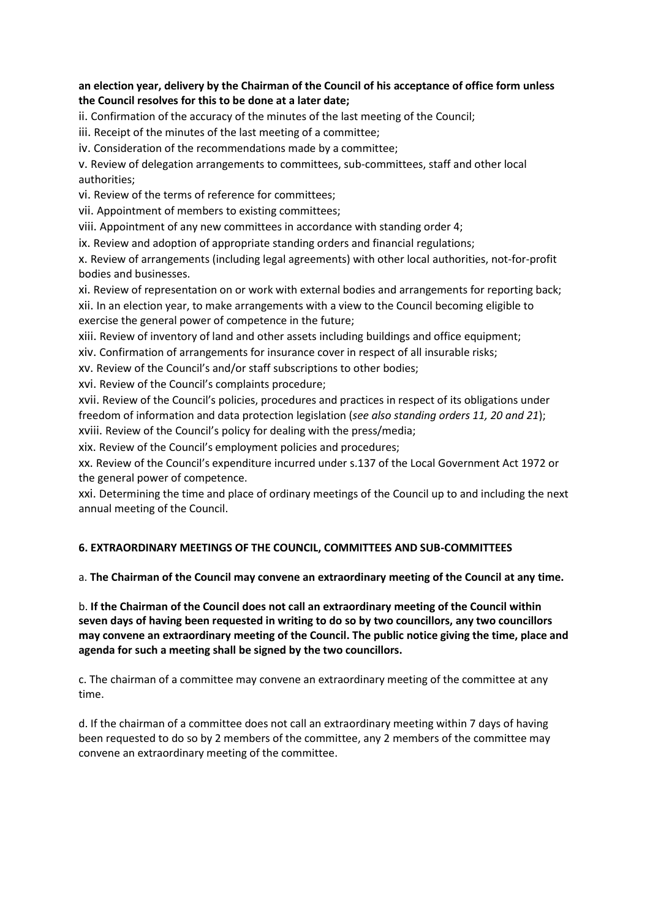**an election year, delivery by the Chairman of the Council of his acceptance of office form unless the Council resolves for this to be done at a later date;**

ii. Confirmation of the accuracy of the minutes of the last meeting of the Council;

iii. Receipt of the minutes of the last meeting of a committee;

iv. Consideration of the recommendations made by a committee;

v. Review of delegation arrangements to committees, sub-committees, staff and other local authorities;

vi. Review of the terms of reference for committees;

vii. Appointment of members to existing committees;

viii. Appointment of any new committees in accordance with standing order 4;

ix. Review and adoption of appropriate standing orders and financial regulations;

x. Review of arrangements (including legal agreements) with other local authorities, not-for-profit bodies and businesses.

xi. Review of representation on or work with external bodies and arrangements for reporting back;

xii. In an election year, to make arrangements with a view to the Council becoming eligible to exercise the general power of competence in the future;

xiii. Review of inventory of land and other assets including buildings and office equipment;

xiv. Confirmation of arrangements for insurance cover in respect of all insurable risks;

xv. Review of the Council's and/or staff subscriptions to other bodies;

xvi. Review of the Council's complaints procedure;

xvii. Review of the Council's policies, procedures and practices in respect of its obligations under freedom of information and data protection legislation (*see also standing orders 11, 20 and 21*);

xviii. Review of the Council's policy for dealing with the press/media;

xix. Review of the Council's employment policies and procedures;

xx. Review of the Council's expenditure incurred under s.137 of the Local Government Act 1972 or the general power of competence.

xxi. Determining the time and place of ordinary meetings of the Council up to and including the next annual meeting of the Council.

## 6. EXTRAORDINARY MEETINGS OF THE COUNCIL, COMMITTEES AND SUB-COMMITTEES

a. **The Chairman of the Council may convene an extraordinary meeting of the Council at any time.**

b. **If the Chairman of the Council does not call an extraordinary meeting of the Council within seven days of having been requested in writing to do so by two councillors, any two councillors may convene an extraordinary meeting of the Council. The public notice giving the time, place and agenda for such a meeting shall be signed by the two councillors.**

c. The chairman of a committee may convene an extraordinary meeting of the committee at any time.

d. If the chairman of a committee does not call an extraordinary meeting within 7 days of having been requested to do so by 2 members of the committee, any 2 members of the committee may convene an extraordinary meeting of the committee.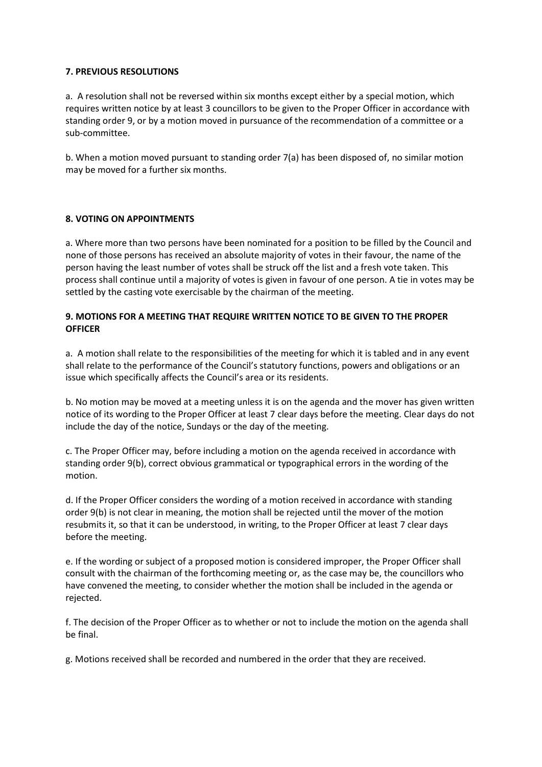**7. PREVIOUS RESOLUTIONS**

a. A resolution shall not be reversed within six months except either by a special motion, which requires written notice by at least 3 councillors to be given to the Proper Officer in accordance with standing order 9, or by a motion moved in pursuance of the recommendation of a committee or a sub-committee.

b. When a motion moved pursuant to standing order 7(a) has been disposed of, no similar motion may be moved for a further six months.

**8. VOTING ON APPOINTMENTS**

a. Where more than two persons have been nominated for a position to be filled by the Council and none of those persons has received an absolute majority of votes in their favour, the name of the person having the least number of votes shall be struck off the list and a fresh vote taken. This process shall continue until a majority of votes is given in favour of one person. A tie in votes may be settled by the casting vote exercisable by the chairman of the meeting.

**9. MOTIONS FOR A MEETING THAT REQUIRE WRITTEN NOTICE TO BE GIVEN TO THE PROPER OFFICER**

a. A motion shall relate to the responsibilities of the meeting for which it is tabled and in any event shall relate to the performance of the Council's statutory functions, powers and obligations or an issue which specifically affects the Council's area or its residents.

b. No motion may be moved at a meeting unless it is on the agenda and the mover has given written notice of its wording to the Proper Officer at least 7 clear days before the meeting. Clear days do not include the day of the notice, Sundays or the day of the meeting.

c. The Proper Officer may, before including a motion on the agenda received in accordance with standing order 9(b), correct obvious grammatical or typographical errors in the wording of the motion.

d. If the Proper Officer considers the wording of a motion received in accordance with standing order 9(b) is not clear in meaning, the motion shall be rejected until the mover of the motion resubmits it, so that it can be understood, in writing, to the Proper Officer at least 7 clear days before the meeting.

e. If the wording or subject of a proposed motion is considered improper, the Proper Officer shall consult with the chairman of the forthcoming meeting or, as the case may be, the councillors who have convened the meeting, to consider whether the motion shall be included in the agenda or rejected.

f. The decision of the Proper Officer as to whether or not to include the motion on the agenda shall be final.

g. Motions received shall be recorded and numbered in the order that they are received.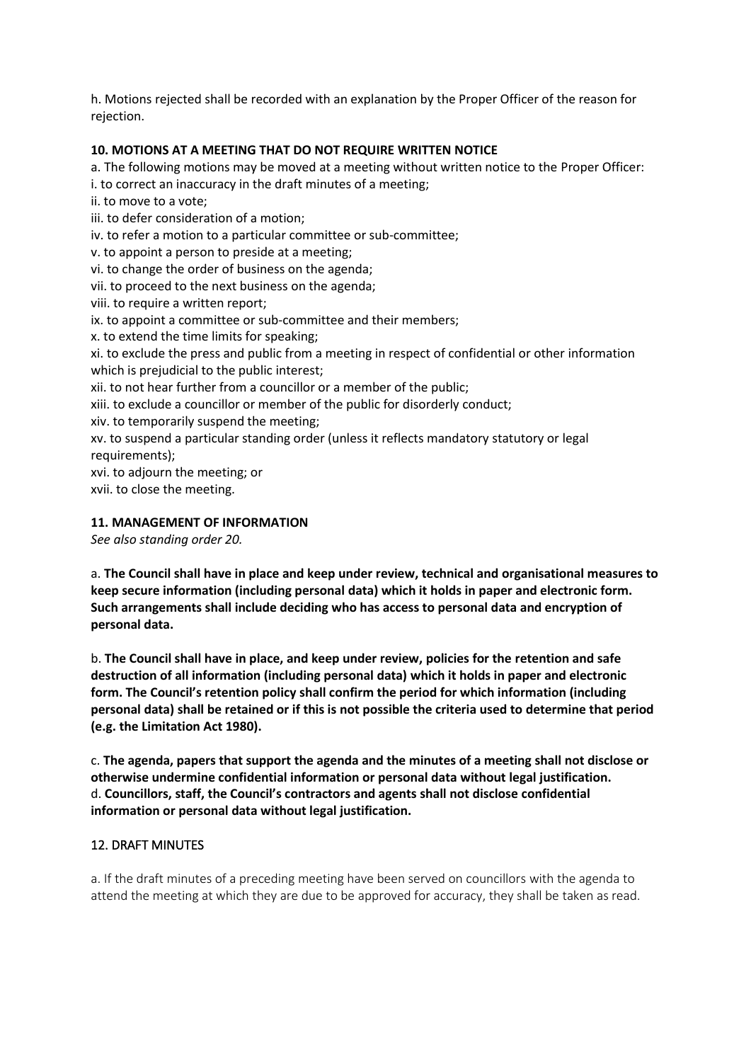h. Motions rejected shall be recorded with an explanation by the Proper Officer of the reason for rejection.

**10. MOTIONS AT A MEETING THAT DO NOT REQUIRE WRITTEN NOTICE**

a. The following motions may be moved at a meeting without written notice to the Proper Officer:
i. to correct an inaccuracy in the draft minutes of a meeting;
ii. to move to a vote;
iii. to defer consideration of a motion;
iv. to refer a motion to a particular committee or sub-committee;
v. to appoint a person to preside at a meeting;
vi. to change the order of business on the agenda;
vii. to proceed to the next business on the agenda;
viii. to require a written report;
ix. to appoint a committee or sub-committee and their members;
x. to extend the time limits for speaking;
xi. to exclude the press and public from a meeting in respect of confidential or other information which is prejudicial to the public interest;
xii. to not hear further from a councillor or a member of the public;
xiii. to exclude a councillor or member of the public for disorderly conduct;
xiv. to temporarily suspend the meeting;
xv. to suspend a particular standing order (unless it reflects mandatory statutory or legal requirements);
xvi. to adjourn the meeting; or
xvii. to close the meeting.

**11. MANAGEMENT OF INFORMATION**

*See also standing order 20.*

a. **The Council shall have in place and keep under review, technical and organisational measures to keep secure information (including personal data) which it holds in paper and electronic form. Such arrangements shall include deciding who has access to personal data and encryption of personal data.**

b. **The Council shall have in place, and keep under review, policies for the retention and safe destruction of all information (including personal data) which it holds in paper and electronic form. The Council's retention policy shall confirm the period for which information (including personal data) shall be retained or if this is not possible the criteria used to determine that period (e.g. the Limitation Act 1980).**

c. **The agenda, papers that support the agenda and the minutes of a meeting shall not disclose or otherwise undermine confidential information or personal data without legal justification.**
d. **Councillors, staff, the Council's contractors and agents shall not disclose confidential information or personal data without legal justification.**

12. DRAFT MINUTES

a. If the draft minutes of a preceding meeting have been served on councillors with the agenda to attend the meeting at which they are due to be approved for accuracy, they shall be taken as read.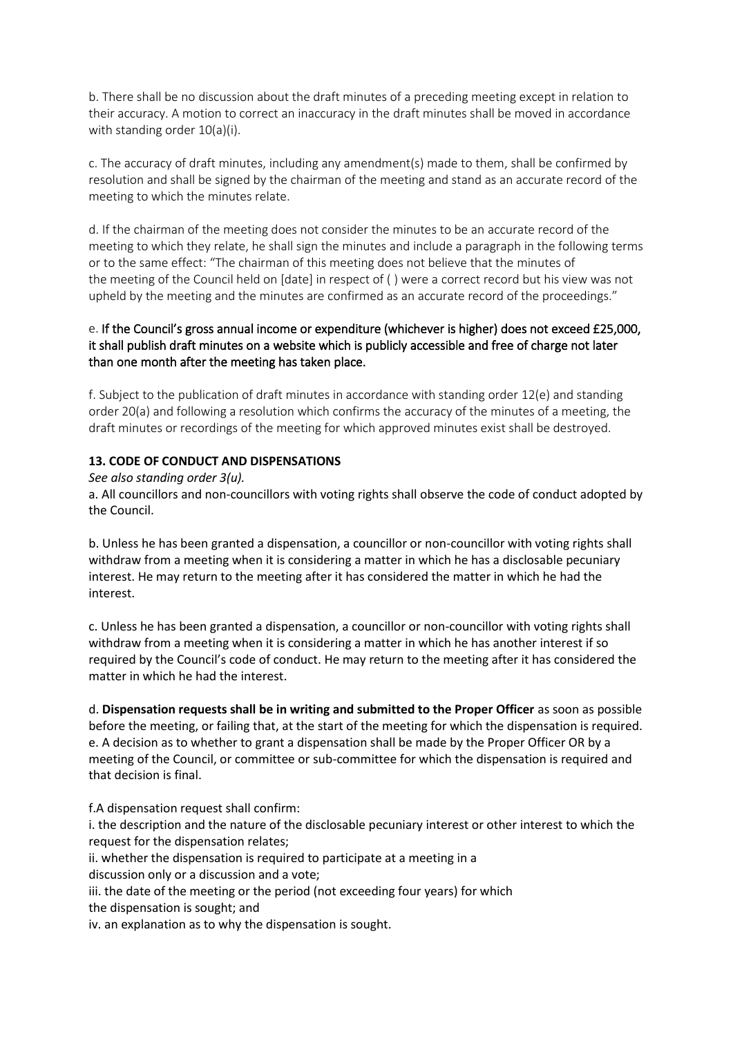b. There shall be no discussion about the draft minutes of a preceding meeting except in relation to their accuracy. A motion to correct an inaccuracy in the draft minutes shall be moved in accordance with standing order 10(a)(i).

c. The accuracy of draft minutes, including any amendment(s) made to them, shall be confirmed by resolution and shall be signed by the chairman of the meeting and stand as an accurate record of the meeting to which the minutes relate.

d. If the chairman of the meeting does not consider the minutes to be an accurate record of the meeting to which they relate, he shall sign the minutes and include a paragraph in the following terms or to the same effect: "The chairman of this meeting does not believe that the minutes of the meeting of the Council held on [date] in respect of ( ) were a correct record but his view was not upheld by the meeting and the minutes are confirmed as an accurate record of the proceedings."

e. If the Council's gross annual income or expenditure (whichever is higher) does not exceed £25,000, it shall publish draft minutes on a website which is publicly accessible and free of charge not later than one month after the meeting has taken place.

f. Subject to the publication of draft minutes in accordance with standing order 12(e) and standing order 20(a) and following a resolution which confirms the accuracy of the minutes of a meeting, the draft minutes or recordings of the meeting for which approved minutes exist shall be destroyed.

**13. CODE OF CONDUCT AND DISPENSATIONS**

*See also standing order 3(u).*

a. All councillors and non-councillors with voting rights shall observe the code of conduct adopted by the Council.

b. Unless he has been granted a dispensation, a councillor or non-councillor with voting rights shall withdraw from a meeting when it is considering a matter in which he has a disclosable pecuniary interest. He may return to the meeting after it has considered the matter in which he had the interest.

c. Unless he has been granted a dispensation, a councillor or non-councillor with voting rights shall withdraw from a meeting when it is considering a matter in which he has another interest if so required by the Council's code of conduct. He may return to the meeting after it has considered the matter in which he had the interest.

d. **Dispensation requests shall be in writing and submitted to the Proper Officer** as soon as possible before the meeting, or failing that, at the start of the meeting for which the dispensation is required.

e. A decision as to whether to grant a dispensation shall be made by the Proper Officer OR by a meeting of the Council, or committee or sub-committee for which the dispensation is required and that decision is final.

f. A dispensation request shall confirm:

i. the description and the nature of the disclosable pecuniary interest or other interest to which the request for the dispensation relates;

ii. whether the dispensation is required to participate at a meeting in a discussion only or a discussion and a vote;

iii. the date of the meeting or the period (not exceeding four years) for which the dispensation is sought; and

iv. an explanation as to why the dispensation is sought.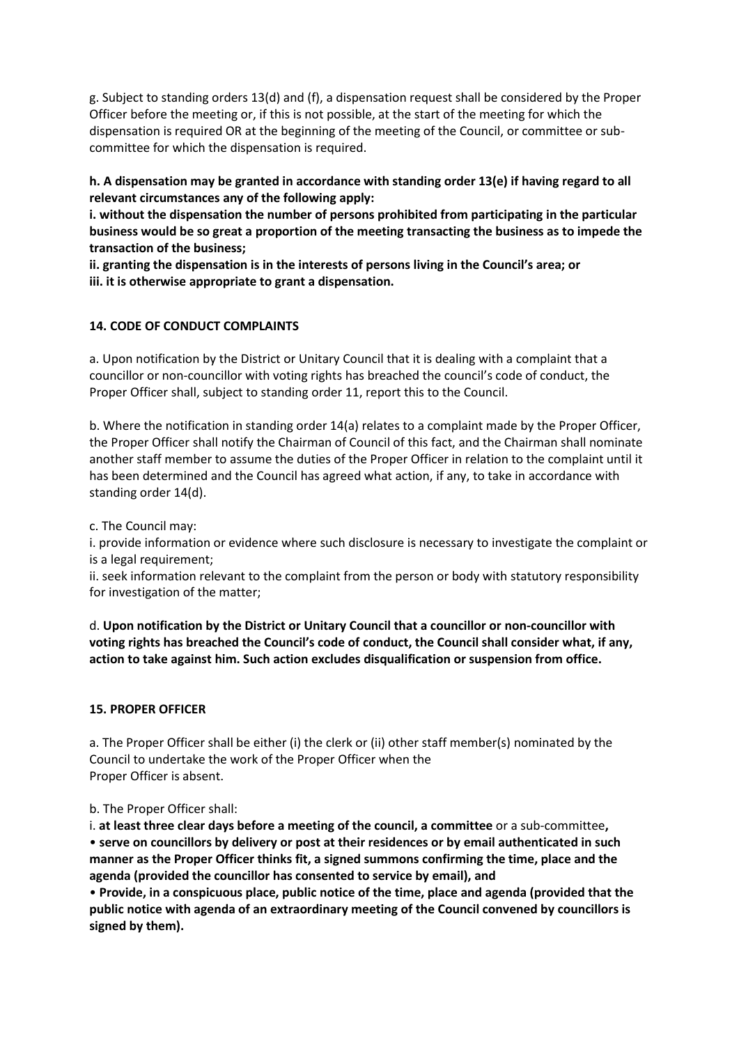g. Subject to standing orders 13(d) and (f), a dispensation request shall be considered by the Proper Officer before the meeting or, if this is not possible, at the start of the meeting for which the dispensation is required OR at the beginning of the meeting of the Council, or committee or sub-committee for which the dispensation is required.

**h. A dispensation may be granted in accordance with standing order 13(e) if having regard to all relevant circumstances any of the following apply:**
**i. without the dispensation the number of persons prohibited from participating in the particular business would be so great a proportion of the meeting transacting the business as to impede the transaction of the business;**
**ii. granting the dispensation is in the interests of persons living in the Council's area; or**
**iii. it is otherwise appropriate to grant a dispensation.**

### 14. CODE OF CONDUCT COMPLAINTS

a. Upon notification by the District or Unitary Council that it is dealing with a complaint that a councillor or non-councillor with voting rights has breached the council's code of conduct, the Proper Officer shall, subject to standing order 11, report this to the Council.

b. Where the notification in standing order 14(a) relates to a complaint made by the Proper Officer, the Proper Officer shall notify the Chairman of Council of this fact, and the Chairman shall nominate another staff member to assume the duties of the Proper Officer in relation to the complaint until it has been determined and the Council has agreed what action, if any, to take in accordance with standing order 14(d).

c. The Council may:
i. provide information or evidence where such disclosure is necessary to investigate the complaint or is a legal requirement;
ii. seek information relevant to the complaint from the person or body with statutory responsibility for investigation of the matter;

d. **Upon notification by the District or Unitary Council that a councillor or non-councillor with voting rights has breached the Council's code of conduct, the Council shall consider what, if any, action to take against him. Such action excludes disqualification or suspension from office.**

### 15. PROPER OFFICER

a. The Proper Officer shall be either (i) the clerk or (ii) other staff member(s) nominated by the Council to undertake the work of the Proper Officer when the Proper Officer is absent.

b. The Proper Officer shall:
i. **at least three clear days before a meeting of the council, a committee** or a sub-committee**,**
• **serve on councillors by delivery or post at their residences or by email authenticated in such manner as the Proper Officer thinks fit, a signed summons confirming the time, place and the agenda (provided the councillor has consented to service by email), and**
• **Provide, in a conspicuous place, public notice of the time, place and agenda (provided that the public notice with agenda of an extraordinary meeting of the Council convened by councillors is signed by them).**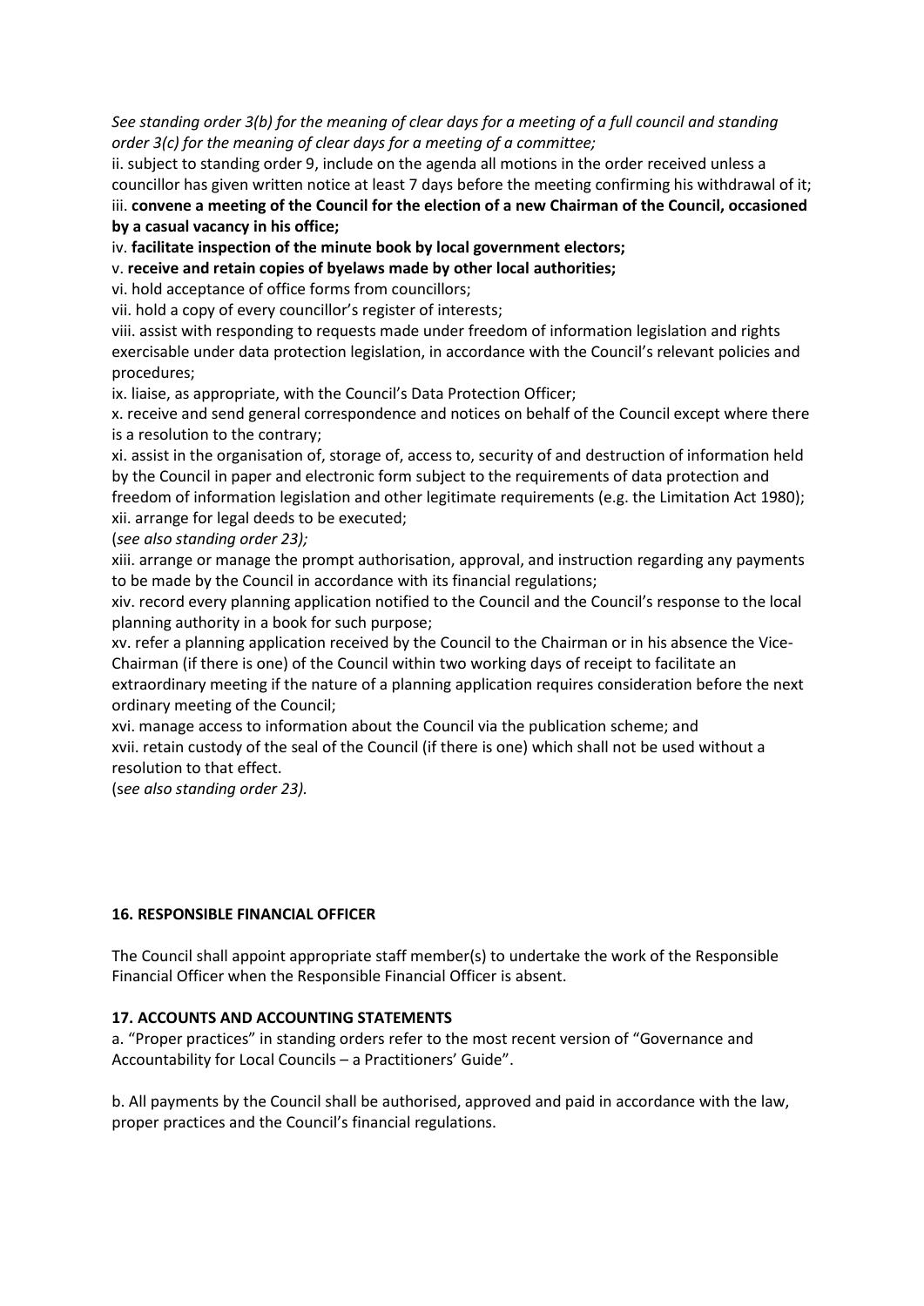*See standing order 3(b) for the meaning of clear days for a meeting of a full council and standing order 3(c) for the meaning of clear days for a meeting of a committee;*

ii. subject to standing order 9, include on the agenda all motions in the order received unless a councillor has given written notice at least 7 days before the meeting confirming his withdrawal of it;

iii. **convene a meeting of the Council for the election of a new Chairman of the Council, occasioned by a casual vacancy in his office;**

iv. **facilitate inspection of the minute book by local government electors;**

v. **receive and retain copies of byelaws made by other local authorities;**

vi. hold acceptance of office forms from councillors;

vii. hold a copy of every councillor's register of interests;

viii. assist with responding to requests made under freedom of information legislation and rights exercisable under data protection legislation, in accordance with the Council's relevant policies and procedures;

ix. liaise, as appropriate, with the Council's Data Protection Officer;

x. receive and send general correspondence and notices on behalf of the Council except where there is a resolution to the contrary;

xi. assist in the organisation of, storage of, access to, security of and destruction of information held by the Council in paper and electronic form subject to the requirements of data protection and freedom of information legislation and other legitimate requirements (e.g. the Limitation Act 1980);

xii. arrange for legal deeds to be executed;

(*see also standing order 23);*

xiii. arrange or manage the prompt authorisation, approval, and instruction regarding any payments to be made by the Council in accordance with its financial regulations;

xiv. record every planning application notified to the Council and the Council's response to the local planning authority in a book for such purpose;

xv. refer a planning application received by the Council to the Chairman or in his absence the Vice-Chairman (if there is one) of the Council within two working days of receipt to facilitate an extraordinary meeting if the nature of a planning application requires consideration before the next ordinary meeting of the Council;

xvi. manage access to information about the Council via the publication scheme; and

xvii. retain custody of the seal of the Council (if there is one) which shall not be used without a resolution to that effect.

(*see also standing order 23).*

### 16. RESPONSIBLE FINANCIAL OFFICER

The Council shall appoint appropriate staff member(s) to undertake the work of the Responsible Financial Officer when the Responsible Financial Officer is absent.

### 17. ACCOUNTS AND ACCOUNTING STATEMENTS

a. "Proper practices" in standing orders refer to the most recent version of "Governance and Accountability for Local Councils – a Practitioners' Guide".

b. All payments by the Council shall be authorised, approved and paid in accordance with the law, proper practices and the Council's financial regulations.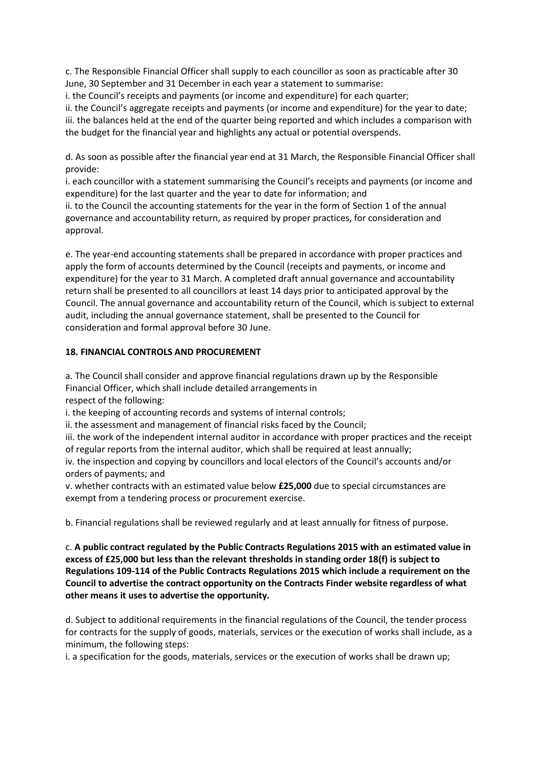c. The Responsible Financial Officer shall supply to each councillor as soon as practicable after 30 June, 30 September and 31 December in each year a statement to summarise:
i. the Council's receipts and payments (or income and expenditure) for each quarter;
ii. the Council's aggregate receipts and payments (or income and expenditure) for the year to date;
iii. the balances held at the end of the quarter being reported and which includes a comparison with the budget for the financial year and highlights any actual or potential overspends.

d. As soon as possible after the financial year end at 31 March, the Responsible Financial Officer shall provide:
i. each councillor with a statement summarising the Council's receipts and payments (or income and expenditure) for the last quarter and the year to date for information; and
ii. to the Council the accounting statements for the year in the form of Section 1 of the annual governance and accountability return, as required by proper practices, for consideration and approval.

e. The year-end accounting statements shall be prepared in accordance with proper practices and apply the form of accounts determined by the Council (receipts and payments, or income and expenditure) for the year to 31 March. A completed draft annual governance and accountability return shall be presented to all councillors at least 14 days prior to anticipated approval by the Council. The annual governance and accountability return of the Council, which is subject to external audit, including the annual governance statement, shall be presented to the Council for consideration and formal approval before 30 June.

**18. FINANCIAL CONTROLS AND PROCUREMENT**

a. The Council shall consider and approve financial regulations drawn up by the Responsible Financial Officer, which shall include detailed arrangements in
respect of the following:
i. the keeping of accounting records and systems of internal controls;
ii. the assessment and management of financial risks faced by the Council;
iii. the work of the independent internal auditor in accordance with proper practices and the receipt of regular reports from the internal auditor, which shall be required at least annually;
iv. the inspection and copying by councillors and local electors of the Council's accounts and/or orders of payments; and
v. whether contracts with an estimated value below **£25,000** due to special circumstances are exempt from a tendering process or procurement exercise.

b. Financial regulations shall be reviewed regularly and at least annually for fitness of purpose.

c. **A public contract regulated by the Public Contracts Regulations 2015 with an estimated value in excess of £25,000 but less than the relevant thresholds in standing order 18(f) is subject to Regulations 109-114 of the Public Contracts Regulations 2015 which include a requirement on the Council to advertise the contract opportunity on the Contracts Finder website regardless of what other means it uses to advertise the opportunity.**

d. Subject to additional requirements in the financial regulations of the Council, the tender process for contracts for the supply of goods, materials, services or the execution of works shall include, as a minimum, the following steps:
i. a specification for the goods, materials, services or the execution of works shall be drawn up;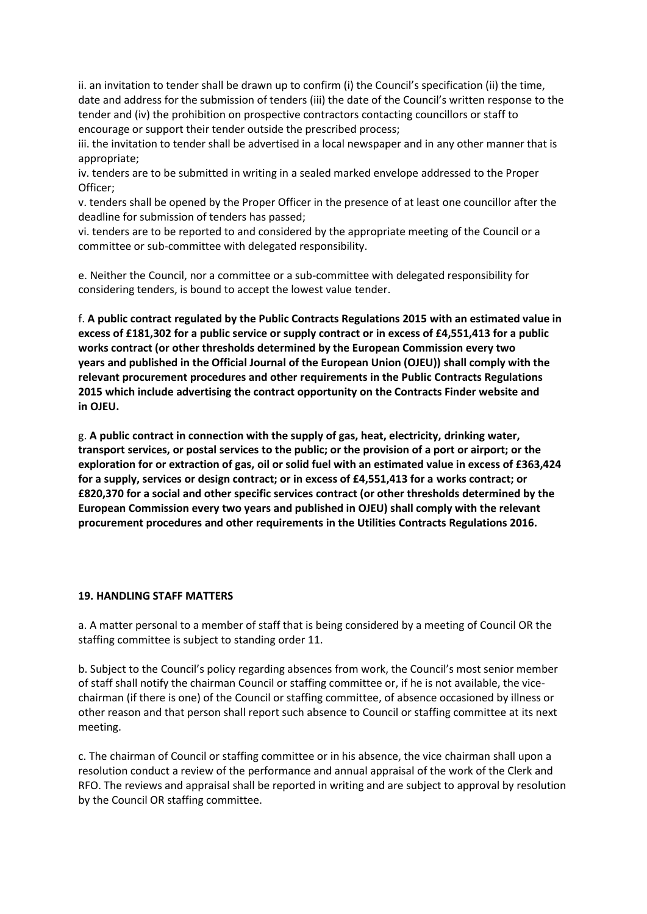ii. an invitation to tender shall be drawn up to confirm (i) the Council's specification (ii) the time, date and address for the submission of tenders (iii) the date of the Council's written response to the tender and (iv) the prohibition on prospective contractors contacting councillors or staff to encourage or support their tender outside the prescribed process;

iii. the invitation to tender shall be advertised in a local newspaper and in any other manner that is appropriate;

iv. tenders are to be submitted in writing in a sealed marked envelope addressed to the Proper Officer;

v. tenders shall be opened by the Proper Officer in the presence of at least one councillor after the deadline for submission of tenders has passed;

vi. tenders are to be reported to and considered by the appropriate meeting of the Council or a committee or sub-committee with delegated responsibility.

e. Neither the Council, nor a committee or a sub-committee with delegated responsibility for considering tenders, is bound to accept the lowest value tender.

f. **A public contract regulated by the Public Contracts Regulations 2015 with an estimated value in excess of £181,302 for a public service or supply contract or in excess of £4,551,413 for a public works contract (or other thresholds determined by the European Commission every two years and published in the Official Journal of the European Union (OJEU)) shall comply with the relevant procurement procedures and other requirements in the Public Contracts Regulations 2015 which include advertising the contract opportunity on the Contracts Finder website and in OJEU.**

g. **A public contract in connection with the supply of gas, heat, electricity, drinking water, transport services, or postal services to the public; or the provision of a port or airport; or the exploration for or extraction of gas, oil or solid fuel with an estimated value in excess of £363,424 for a supply, services or design contract; or in excess of £4,551,413 for a works contract; or £820,370 for a social and other specific services contract (or other thresholds determined by the European Commission every two years and published in OJEU) shall comply with the relevant procurement procedures and other requirements in the Utilities Contracts Regulations 2016.**

## 19. HANDLING STAFF MATTERS

a. A matter personal to a member of staff that is being considered by a meeting of Council OR the staffing committee is subject to standing order 11.

b. Subject to the Council's policy regarding absences from work, the Council's most senior member of staff shall notify the chairman Council or staffing committee or, if he is not available, the vice-chairman (if there is one) of the Council or staffing committee, of absence occasioned by illness or other reason and that person shall report such absence to Council or staffing committee at its next meeting.

c. The chairman of Council or staffing committee or in his absence, the vice chairman shall upon a resolution conduct a review of the performance and annual appraisal of the work of the Clerk and RFO. The reviews and appraisal shall be reported in writing and are subject to approval by resolution by the Council OR staffing committee.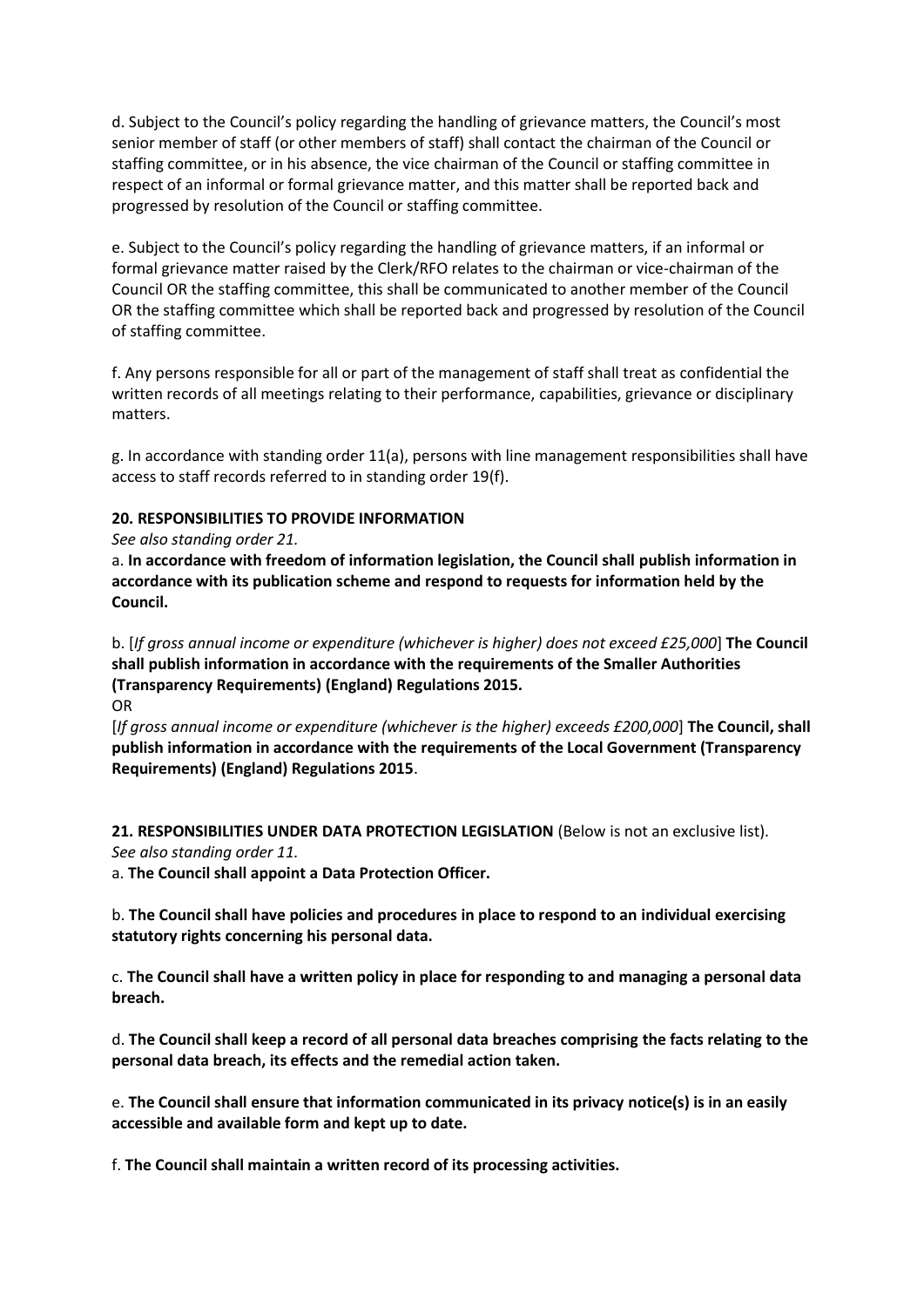d. Subject to the Council's policy regarding the handling of grievance matters, the Council's most senior member of staff (or other members of staff) shall contact the chairman of the Council or staffing committee, or in his absence, the vice chairman of the Council or staffing committee in respect of an informal or formal grievance matter, and this matter shall be reported back and progressed by resolution of the Council or staffing committee.

e. Subject to the Council's policy regarding the handling of grievance matters, if an informal or formal grievance matter raised by the Clerk/RFO relates to the chairman or vice-chairman of the Council OR the staffing committee, this shall be communicated to another member of the Council OR the staffing committee which shall be reported back and progressed by resolution of the Council of staffing committee.

f. Any persons responsible for all or part of the management of staff shall treat as confidential the written records of all meetings relating to their performance, capabilities, grievance or disciplinary matters.

g. In accordance with standing order 11(a), persons with line management responsibilities shall have access to staff records referred to in standing order 19(f).

**20. RESPONSIBILITIES TO PROVIDE INFORMATION**

*See also standing order 21.*

a. **In accordance with freedom of information legislation, the Council shall publish information in accordance with its publication scheme and respond to requests for information held by the Council.**

b. [*If gross annual income or expenditure (whichever is higher) does not exceed £25,000*] **The Council shall publish information in accordance with the requirements of the Smaller Authorities (Transparency Requirements) (England) Regulations 2015.**

OR

[*If gross annual income or expenditure (whichever is the higher) exceeds £200,000*] **The Council, shall publish information in accordance with the requirements of the Local Government (Transparency Requirements) (England) Regulations 2015**.

**21. RESPONSIBILITIES UNDER DATA PROTECTION LEGISLATION** (Below is not an exclusive list).

*See also standing order 11.*

a. **The Council shall appoint a Data Protection Officer.**

b. **The Council shall have policies and procedures in place to respond to an individual exercising statutory rights concerning his personal data.**

c. **The Council shall have a written policy in place for responding to and managing a personal data breach.**

d. **The Council shall keep a record of all personal data breaches comprising the facts relating to the personal data breach, its effects and the remedial action taken.**

e. **The Council shall ensure that information communicated in its privacy notice(s) is in an easily accessible and available form and kept up to date.**

f. **The Council shall maintain a written record of its processing activities.**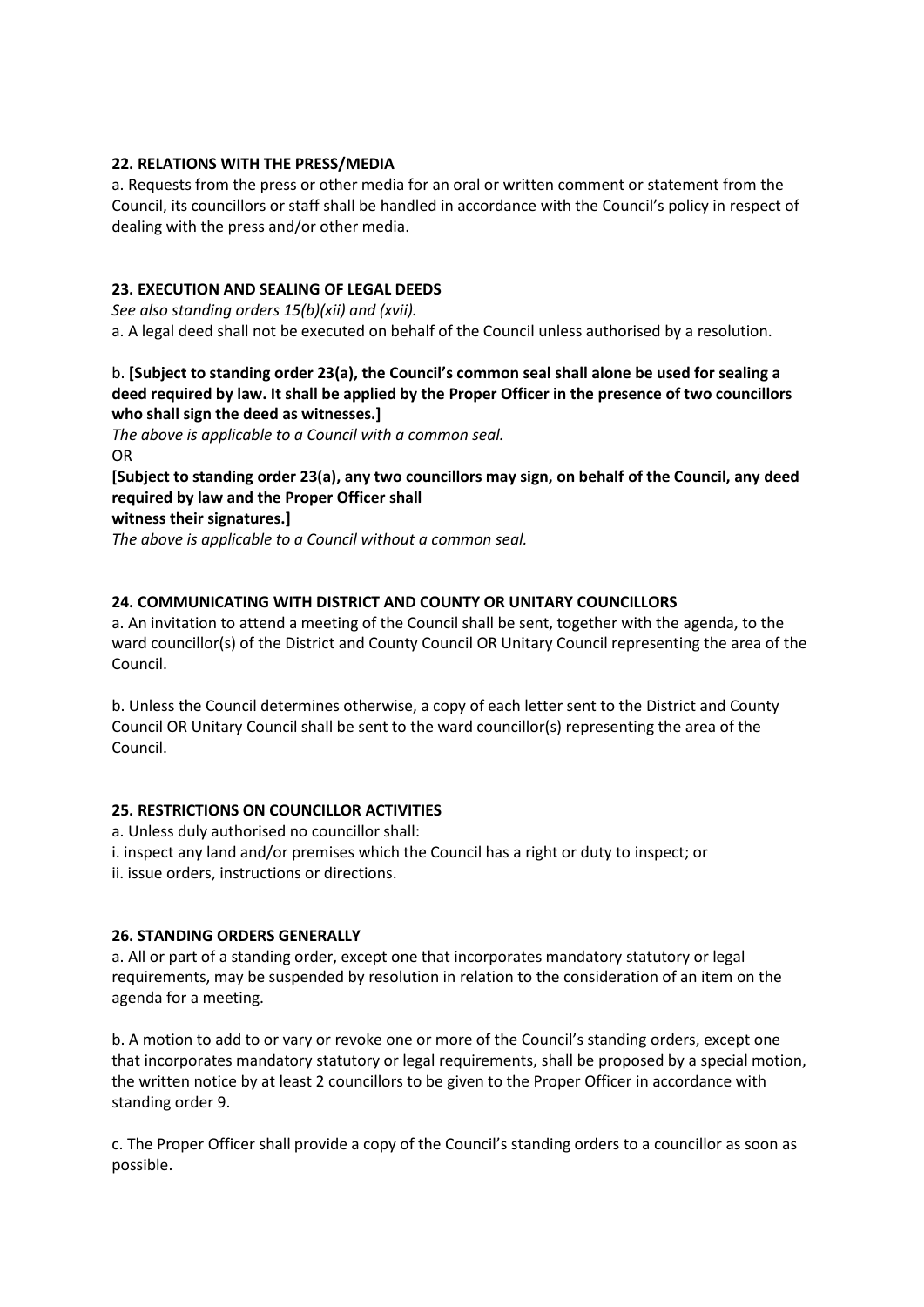**22. RELATIONS WITH THE PRESS/MEDIA**

a. Requests from the press or other media for an oral or written comment or statement from the Council, its councillors or staff shall be handled in accordance with the Council's policy in respect of dealing with the press and/or other media.

**23. EXECUTION AND SEALING OF LEGAL DEEDS**

*See also standing orders 15(b)(xii) and (xvii).*

a. A legal deed shall not be executed on behalf of the Council unless authorised by a resolution.

b. **[Subject to standing order 23(a), the Council's common seal shall alone be used for sealing a deed required by law. It shall be applied by the Proper Officer in the presence of two councillors who shall sign the deed as witnesses.]**

*The above is applicable to a Council with a common seal.*

OR

**[Subject to standing order 23(a), any two councillors may sign, on behalf of the Council, any deed required by law and the Proper Officer shall witness their signatures.]**

*The above is applicable to a Council without a common seal.*

**24. COMMUNICATING WITH DISTRICT AND COUNTY OR UNITARY COUNCILLORS**

a. An invitation to attend a meeting of the Council shall be sent, together with the agenda, to the ward councillor(s) of the District and County Council OR Unitary Council representing the area of the Council.

b. Unless the Council determines otherwise, a copy of each letter sent to the District and County Council OR Unitary Council shall be sent to the ward councillor(s) representing the area of the Council.

**25. RESTRICTIONS ON COUNCILLOR ACTIVITIES**

a. Unless duly authorised no councillor shall:

i. inspect any land and/or premises which the Council has a right or duty to inspect; or

ii. issue orders, instructions or directions.

**26. STANDING ORDERS GENERALLY**

a. All or part of a standing order, except one that incorporates mandatory statutory or legal requirements, may be suspended by resolution in relation to the consideration of an item on the agenda for a meeting.

b. A motion to add to or vary or revoke one or more of the Council's standing orders, except one that incorporates mandatory statutory or legal requirements, shall be proposed by a special motion, the written notice by at least 2 councillors to be given to the Proper Officer in accordance with standing order 9.

c. The Proper Officer shall provide a copy of the Council's standing orders to a councillor as soon as possible.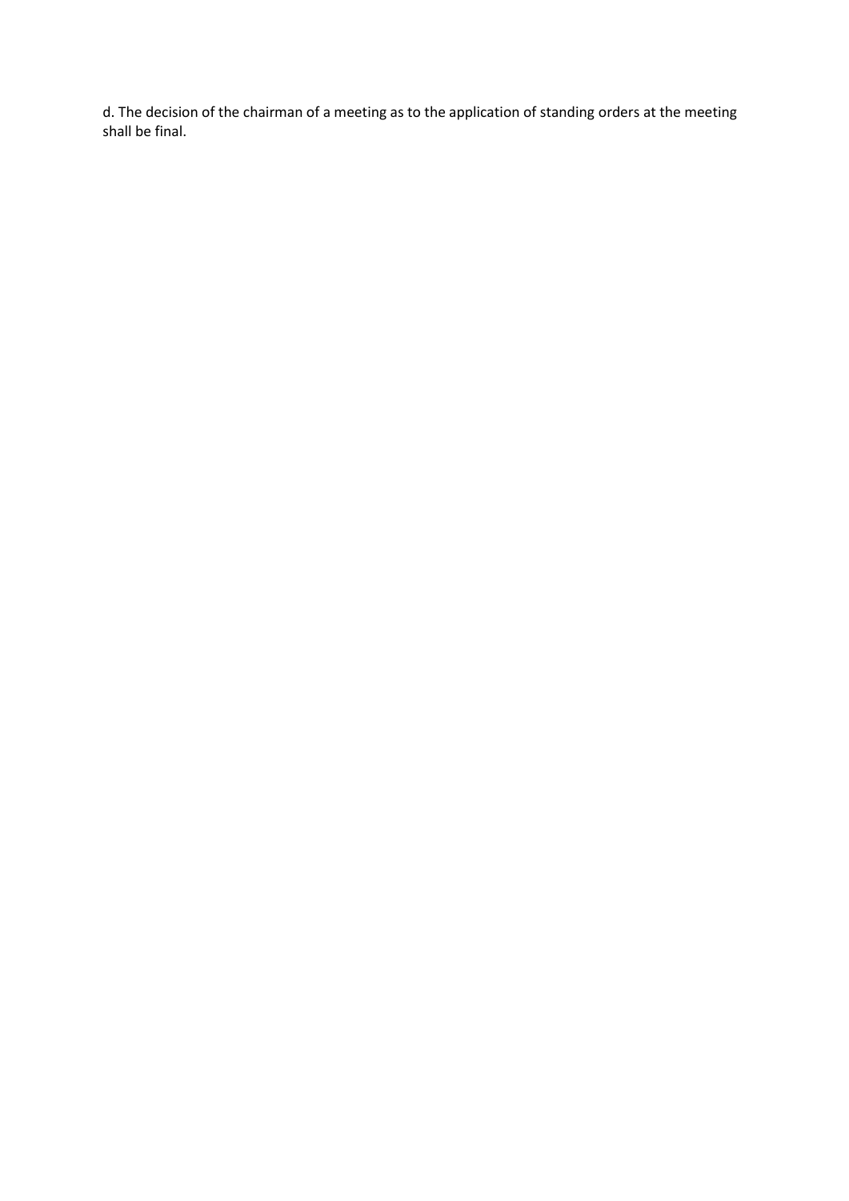d. The decision of the chairman of a meeting as to the application of standing orders at the meeting shall be final.